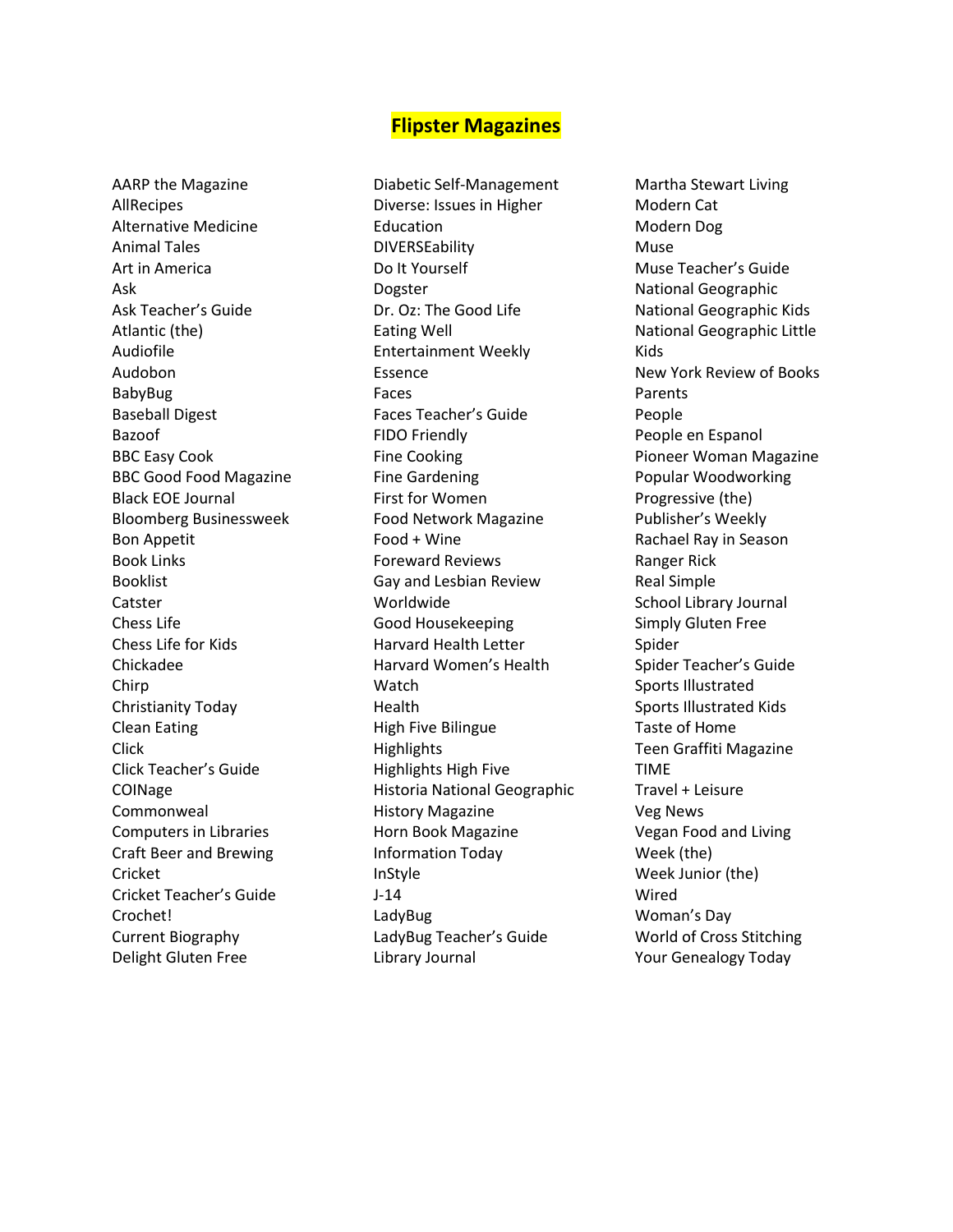# Flipster Magazines

AARP the Magazine
AllRecipes
Alternative Medicine
Animal Tales
Art in America
Ask
Ask Teacher's Guide
Atlantic (the)
Audiofile
Audobon
BabyBug
Baseball Digest
Bazoof
BBC Easy Cook
BBC Good Food Magazine
Black EOE Journal
Bloomberg Businessweek
Bon Appetit
Book Links
Booklist
Catster
Chess Life
Chess Life for Kids
Chickadee
Chirp
Christianity Today
Clean Eating
Click
Click Teacher's Guide
COINage
Commonweal
Computers in Libraries
Craft Beer and Brewing
Cricket
Cricket Teacher's Guide
Crochet!
Current Biography
Delight Gluten Free
Diabetic Self-Management
Diverse: Issues in Higher Education
DIVERSEability
Do It Yourself
Dogster
Dr. Oz: The Good Life
Eating Well
Entertainment Weekly
Essence
Faces
Faces Teacher's Guide
FIDO Friendly
Fine Cooking
Fine Gardening
First for Women
Food Network Magazine
Food + Wine
Foreward Reviews
Gay and Lesbian Review Worldwide
Good Housekeeping
Harvard Health Letter
Harvard Women's Health Watch
Health
High Five Bilingue
Highlights
Highlights High Five
Historia National Geographic
History Magazine
Horn Book Magazine
Information Today
InStyle
J-14
LadyBug
LadyBug Teacher's Guide
Library Journal
Martha Stewart Living
Modern Cat
Modern Dog
Muse
Muse Teacher's Guide
National Geographic
National Geographic Kids
National Geographic Little Kids
New York Review of Books
Parents
People
People en Espanol
Pioneer Woman Magazine
Popular Woodworking
Progressive (the)
Publisher's Weekly
Rachael Ray in Season
Ranger Rick
Real Simple
School Library Journal
Simply Gluten Free
Spider
Spider Teacher's Guide
Sports Illustrated
Sports Illustrated Kids
Taste of Home
Teen Graffiti Magazine
TIME
Travel + Leisure
Veg News
Vegan Food and Living
Week (the)
Week Junior (the)
Wired
Woman's Day
World of Cross Stitching
Your Genealogy Today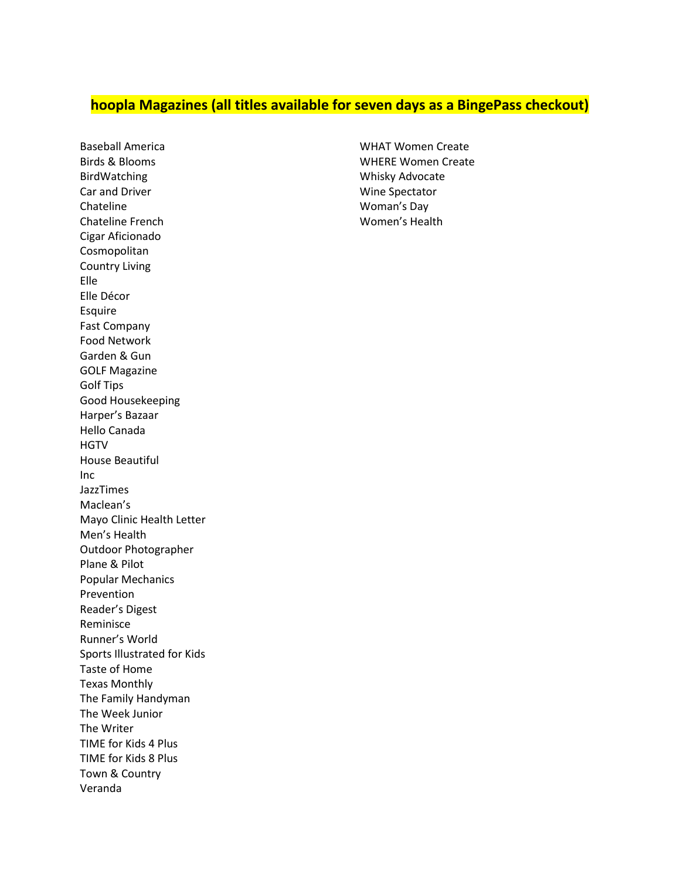**hoopla Magazines (all titles available for seven days as a BingePass checkout)**

Baseball America
Birds & Blooms
BirdWatching
Car and Driver
Chateline
Chateline French
Cigar Aficionado
Cosmopolitan
Country Living
Elle
Elle Décor
Esquire
Fast Company
Food Network
Garden & Gun
GOLF Magazine
Golf Tips
Good Housekeeping
Harper's Bazaar
Hello Canada
HGTV
House Beautiful
Inc
JazzTimes
Maclean's
Mayo Clinic Health Letter
Men's Health
Outdoor Photographer
Plane & Pilot
Popular Mechanics
Prevention
Reader's Digest
Reminisce
Runner's World
Sports Illustrated for Kids
Taste of Home
Texas Monthly
The Family Handyman
The Week Junior
The Writer
TIME for Kids 4 Plus
TIME for Kids 8 Plus
Town & Country
Veranda
WHAT Women Create
WHERE Women Create
Whisky Advocate
Wine Spectator
Woman's Day
Women's Health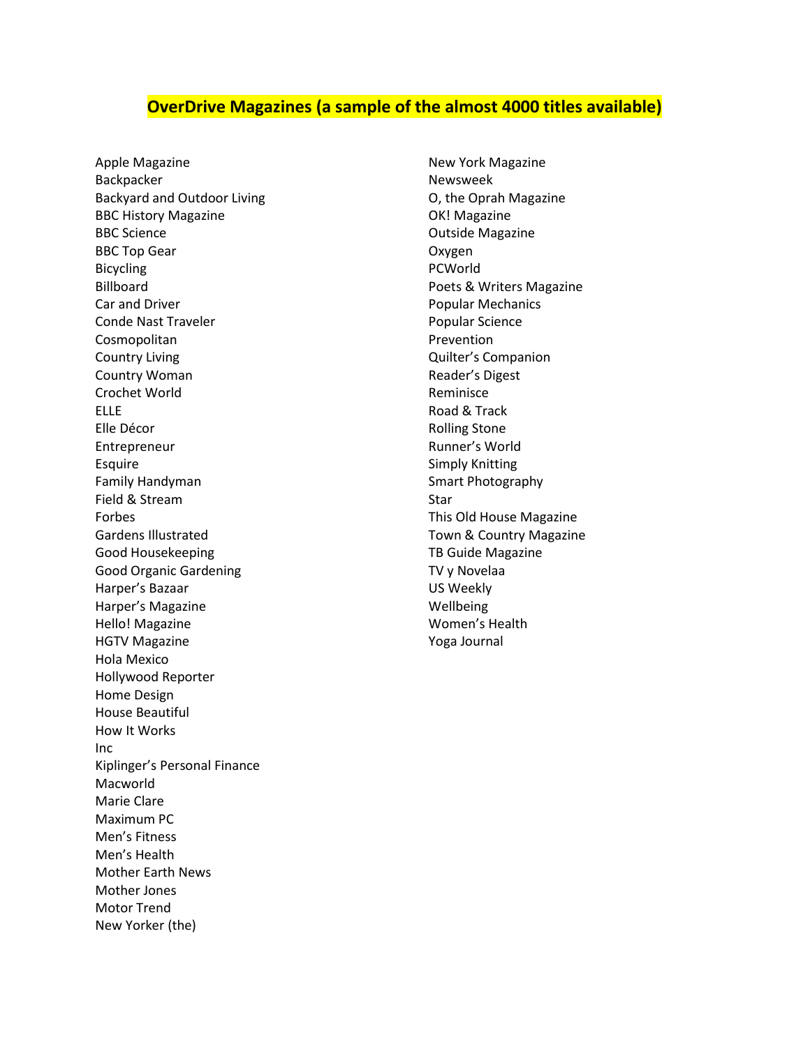# OverDrive Magazines (a sample of the almost 4000 titles available)

Apple Magazine
Backpacker
Backyard and Outdoor Living
BBC History Magazine
BBC Science
BBC Top Gear
Bicycling
Billboard
Car and Driver
Conde Nast Traveler
Cosmopolitan
Country Living
Country Woman
Crochet World
ELLE
Elle Décor
Entrepreneur
Esquire
Family Handyman
Field & Stream
Forbes
Gardens Illustrated
Good Housekeeping
Good Organic Gardening
Harper's Bazaar
Harper's Magazine
Hello! Magazine
HGTV Magazine
Hola Mexico
Hollywood Reporter
Home Design
House Beautiful
How It Works
Inc
Kiplinger's Personal Finance
Macworld
Marie Clare
Maximum PC
Men's Fitness
Men's Health
Mother Earth News
Mother Jones
Motor Trend
New Yorker (the)
New York Magazine
Newsweek
O, the Oprah Magazine
OK! Magazine
Outside Magazine
Oxygen
PCWorld
Poets & Writers Magazine
Popular Mechanics
Popular Science
Prevention
Quilter's Companion
Reader's Digest
Reminisce
Road & Track
Rolling Stone
Runner's World
Simply Knitting
Smart Photography
Star
This Old House Magazine
Town & Country Magazine
TB Guide Magazine
TV y Novelaa
US Weekly
Wellbeing
Women's Health
Yoga Journal